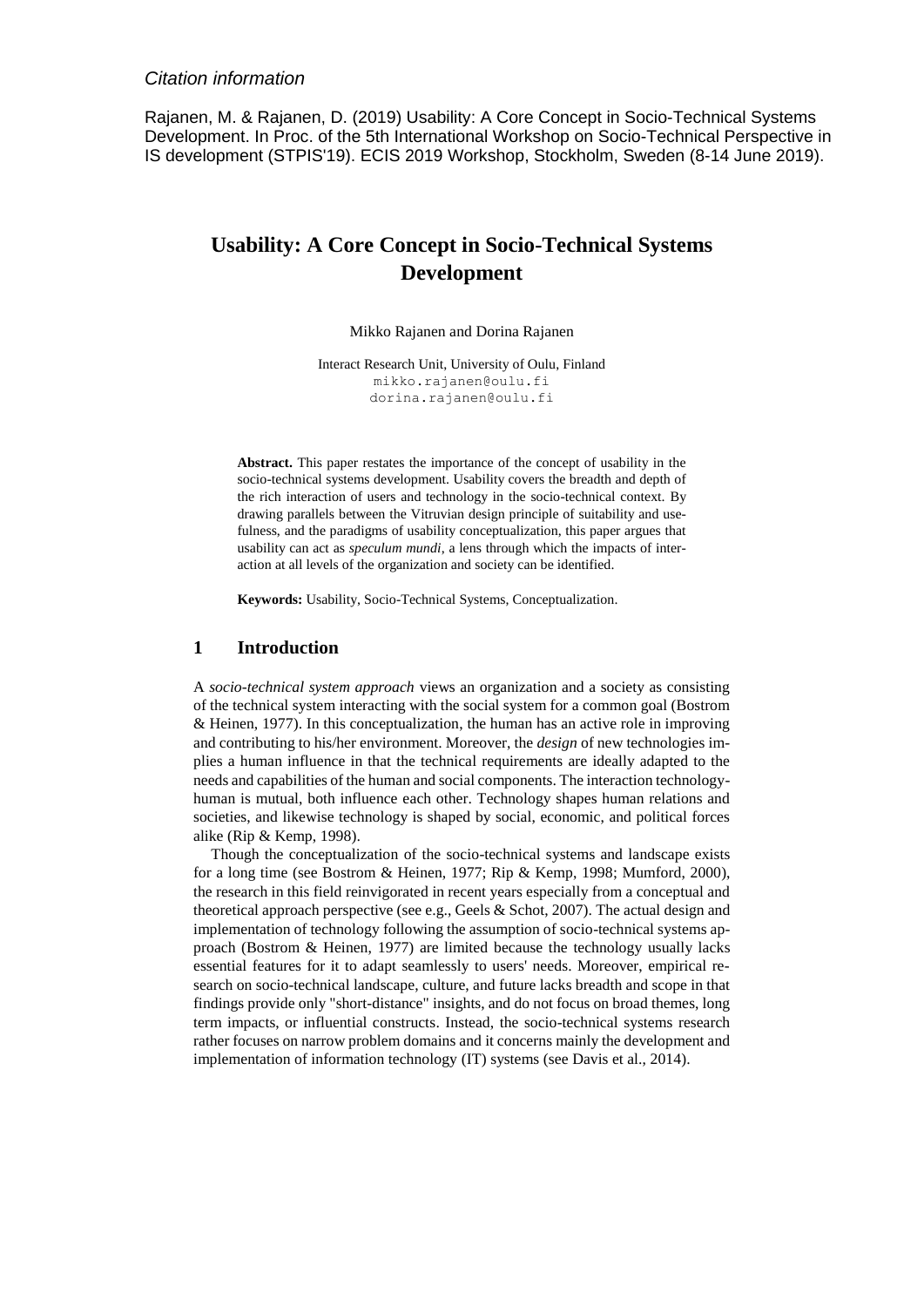*Citation information*

Rajanen, M. & Rajanen, D. (2019) Usability: A Core Concept in Socio-Technical Systems Development. In Proc. of the 5th International Workshop on Socio-Technical Perspective in IS development (STPIS'19). ECIS 2019 Workshop, Stockholm, Sweden (8-14 June 2019).

# Usability: A Core Concept in Socio-Technical Systems Development

Mikko Rajanen and Dorina Rajanen

Interact Research Unit, University of Oulu, Finland
mikko.rajanen@oulu.fi
dorina.rajanen@oulu.fi

**Abstract.** This paper restates the importance of the concept of usability in the socio-technical systems development. Usability covers the breadth and depth of the rich interaction of users and technology in the socio-technical context. By drawing parallels between the Vitruvian design principle of suitability and usefulness, and the paradigms of usability conceptualization, this paper argues that usability can act as *speculum mundi*, a lens through which the impacts of interaction at all levels of the organization and society can be identified.

**Keywords:** Usability, Socio-Technical Systems, Conceptualization.

## 1 Introduction

A *socio-technical system approach* views an organization and a society as consisting of the technical system interacting with the social system for a common goal (Bostrom & Heinen, 1977). In this conceptualization, the human has an active role in improving and contributing to his/her environment. Moreover, the *design* of new technologies implies a human influence in that the technical requirements are ideally adapted to the needs and capabilities of the human and social components. The interaction technology-human is mutual, both influence each other. Technology shapes human relations and societies, and likewise technology is shaped by social, economic, and political forces alike (Rip & Kemp, 1998).

Though the conceptualization of the socio-technical systems and landscape exists for a long time (see Bostrom & Heinen, 1977; Rip & Kemp, 1998; Mumford, 2000), the research in this field reinvigorated in recent years especially from a conceptual and theoretical approach perspective (see e.g., Geels & Schot, 2007). The actual design and implementation of technology following the assumption of socio-technical systems approach (Bostrom & Heinen, 1977) are limited because the technology usually lacks essential features for it to adapt seamlessly to users' needs. Moreover, empirical research on socio-technical landscape, culture, and future lacks breadth and scope in that findings provide only "short-distance" insights, and do not focus on broad themes, long term impacts, or influential constructs. Instead, the socio-technical systems research rather focuses on narrow problem domains and it concerns mainly the development and implementation of information technology (IT) systems (see Davis et al., 2014).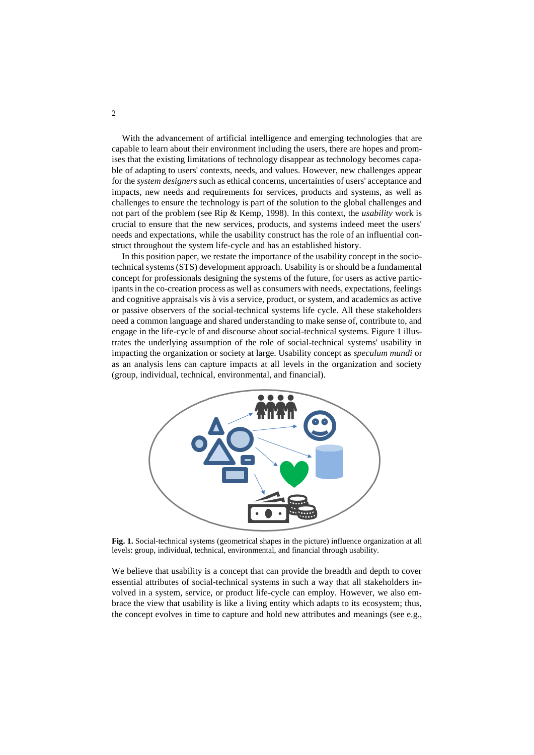With the advancement of artificial intelligence and emerging technologies that are capable to learn about their environment including the users, there are hopes and promises that the existing limitations of technology disappear as technology becomes capable of adapting to users' contexts, needs, and values. However, new challenges appear for the *system designers* such as ethical concerns, uncertainties of users' acceptance and impacts, new needs and requirements for services, products and systems, as well as challenges to ensure the technology is part of the solution to the global challenges and not part of the problem (see Rip & Kemp, 1998). In this context, the *usability* work is crucial to ensure that the new services, products, and systems indeed meet the users' needs and expectations, while the usability construct has the role of an influential construct throughout the system life-cycle and has an established history.

In this position paper, we restate the importance of the usability concept in the socio-technical systems (STS) development approach. Usability is or should be a fundamental concept for professionals designing the systems of the future, for users as active participants in the co-creation process as well as consumers with needs, expectations, feelings and cognitive appraisals vis à vis a service, product, or system, and academics as active or passive observers of the social-technical systems life cycle. All these stakeholders need a common language and shared understanding to make sense of, contribute to, and engage in the life-cycle of and discourse about social-technical systems. Figure 1 illustrates the underlying assumption of the role of social-technical systems' usability in impacting the organization or society at large. Usability concept as *speculum mundi* or as an analysis lens can capture impacts at all levels in the organization and society (group, individual, technical, environmental, and financial).

**Fig. 1.** Social-technical systems (geometrical shapes in the picture) influence organization at all levels: group, individual, technical, environmental, and financial through usability.

We believe that usability is a concept that can provide the breadth and depth to cover essential attributes of social-technical systems in such a way that all stakeholders involved in a system, service, or product life-cycle can employ. However, we also embrace the view that usability is like a living entity which adapts to its ecosystem; thus, the concept evolves in time to capture and hold new attributes and meanings (see e.g.,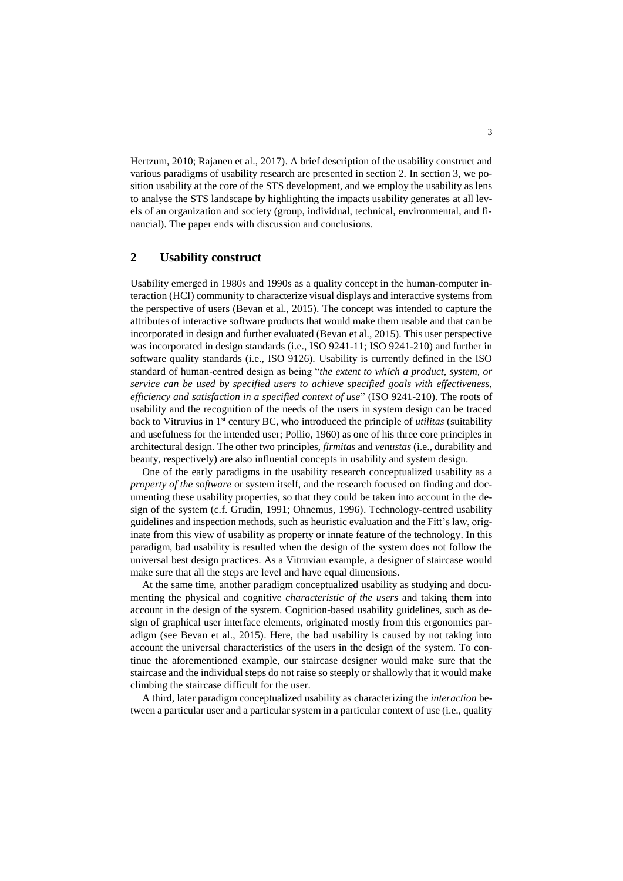Hertzum, 2010; Rajanen et al., 2017). A brief description of the usability construct and various paradigms of usability research are presented in section 2. In section 3, we position usability at the core of the STS development, and we employ the usability as lens to analyse the STS landscape by highlighting the impacts usability generates at all levels of an organization and society (group, individual, technical, environmental, and financial). The paper ends with discussion and conclusions.

## 2 Usability construct

Usability emerged in 1980s and 1990s as a quality concept in the human-computer interaction (HCI) community to characterize visual displays and interactive systems from the perspective of users (Bevan et al., 2015). The concept was intended to capture the attributes of interactive software products that would make them usable and that can be incorporated in design and further evaluated (Bevan et al., 2015). This user perspective was incorporated in design standards (i.e., ISO 9241-11; ISO 9241-210) and further in software quality standards (i.e., ISO 9126). Usability is currently defined in the ISO standard of human-centred design as being "*the extent to which a product, system, or service can be used by specified users to achieve specified goals with effectiveness, efficiency and satisfaction in a specified context of use*" (ISO 9241-210). The roots of usability and the recognition of the needs of the users in system design can be traced back to Vitruvius in 1st century BC, who introduced the principle of *utilitas* (suitability and usefulness for the intended user; Pollio, 1960) as one of his three core principles in architectural design. The other two principles, *firmitas* and *venustas* (i.e., durability and beauty, respectively) are also influential concepts in usability and system design.

One of the early paradigms in the usability research conceptualized usability as a *property of the software* or system itself, and the research focused on finding and documenting these usability properties, so that they could be taken into account in the design of the system (c.f. Grudin, 1991; Ohnemus, 1996). Technology-centred usability guidelines and inspection methods, such as heuristic evaluation and the Fitt's law, originate from this view of usability as property or innate feature of the technology. In this paradigm, bad usability is resulted when the design of the system does not follow the universal best design practices. As a Vitruvian example, a designer of staircase would make sure that all the steps are level and have equal dimensions.

At the same time, another paradigm conceptualized usability as studying and documenting the physical and cognitive *characteristic of the users* and taking them into account in the design of the system. Cognition-based usability guidelines, such as design of graphical user interface elements, originated mostly from this ergonomics paradigm (see Bevan et al., 2015). Here, the bad usability is caused by not taking into account the universal characteristics of the users in the design of the system. To continue the aforementioned example, our staircase designer would make sure that the staircase and the individual steps do not raise so steeply or shallowly that it would make climbing the staircase difficult for the user.

A third, later paradigm conceptualized usability as characterizing the *interaction* between a particular user and a particular system in a particular context of use (i.e., quality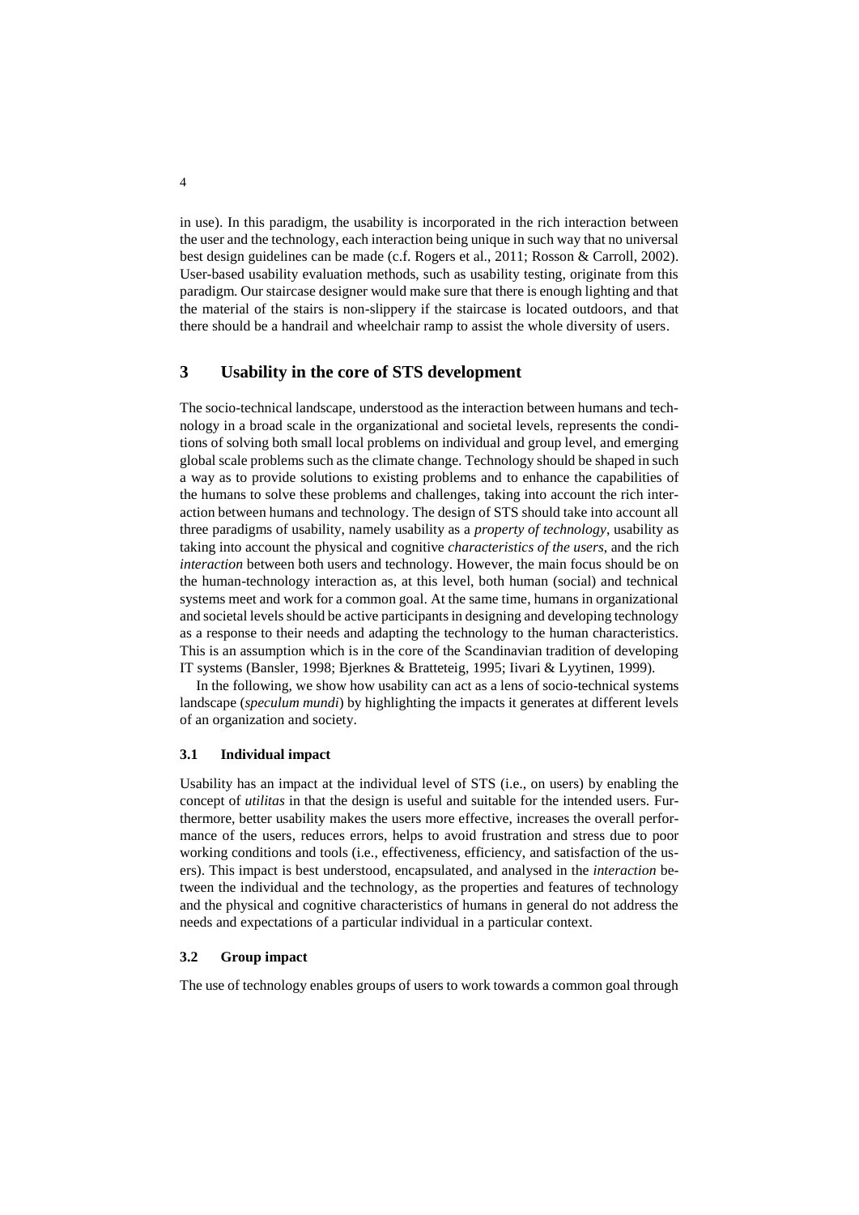in use). In this paradigm, the usability is incorporated in the rich interaction between the user and the technology, each interaction being unique in such way that no universal best design guidelines can be made (c.f. Rogers et al., 2011; Rosson & Carroll, 2002). User-based usability evaluation methods, such as usability testing, originate from this paradigm. Our staircase designer would make sure that there is enough lighting and that the material of the stairs is non-slippery if the staircase is located outdoors, and that there should be a handrail and wheelchair ramp to assist the whole diversity of users.

## 3 Usability in the core of STS development

The socio-technical landscape, understood as the interaction between humans and technology in a broad scale in the organizational and societal levels, represents the conditions of solving both small local problems on individual and group level, and emerging global scale problems such as the climate change. Technology should be shaped in such a way as to provide solutions to existing problems and to enhance the capabilities of the humans to solve these problems and challenges, taking into account the rich interaction between humans and technology. The design of STS should take into account all three paradigms of usability, namely usability as a *property of technology*, usability as taking into account the physical and cognitive *characteristics of the users*, and the rich *interaction* between both users and technology. However, the main focus should be on the human-technology interaction as, at this level, both human (social) and technical systems meet and work for a common goal. At the same time, humans in organizational and societal levels should be active participants in designing and developing technology as a response to their needs and adapting the technology to the human characteristics. This is an assumption which is in the core of the Scandinavian tradition of developing IT systems (Bansler, 1998; Bjerknes & Bratteteig, 1995; Iivari & Lyytinen, 1999).

In the following, we show how usability can act as a lens of socio-technical systems landscape (*speculum mundi*) by highlighting the impacts it generates at different levels of an organization and society.

### 3.1 Individual impact

Usability has an impact at the individual level of STS (i.e., on users) by enabling the concept of *utilitas* in that the design is useful and suitable for the intended users. Furthermore, better usability makes the users more effective, increases the overall performance of the users, reduces errors, helps to avoid frustration and stress due to poor working conditions and tools (i.e., effectiveness, efficiency, and satisfaction of the users). This impact is best understood, encapsulated, and analysed in the *interaction* between the individual and the technology, as the properties and features of technology and the physical and cognitive characteristics of humans in general do not address the needs and expectations of a particular individual in a particular context.

### 3.2 Group impact

The use of technology enables groups of users to work towards a common goal through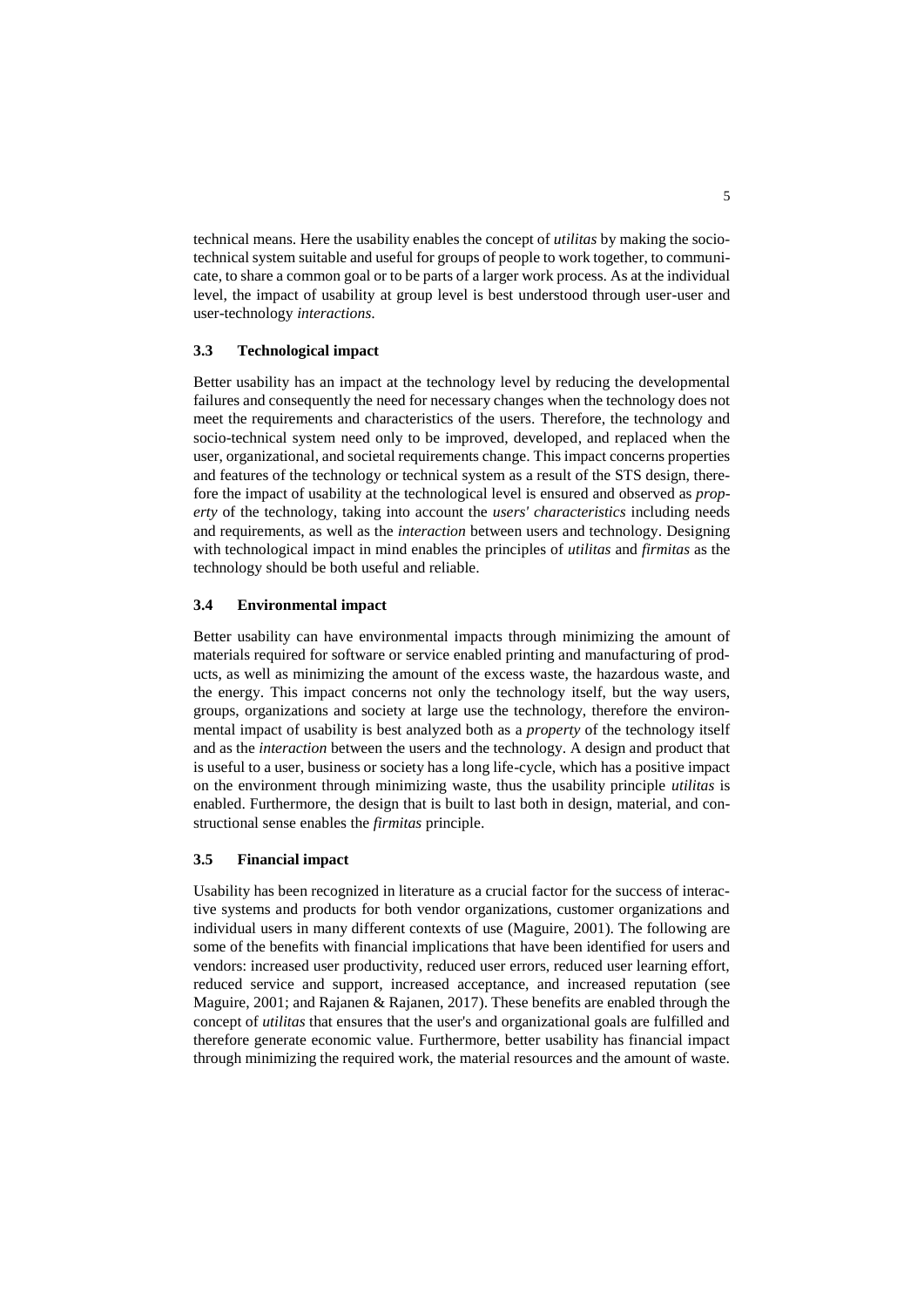technical means. Here the usability enables the concept of *utilitas* by making the socio-technical system suitable and useful for groups of people to work together, to communicate, to share a common goal or to be parts of a larger work process. As at the individual level, the impact of usability at group level is best understood through user-user and user-technology *interactions*.

### 3.3 Technological impact

Better usability has an impact at the technology level by reducing the developmental failures and consequently the need for necessary changes when the technology does not meet the requirements and characteristics of the users. Therefore, the technology and socio-technical system need only to be improved, developed, and replaced when the user, organizational, and societal requirements change. This impact concerns properties and features of the technology or technical system as a result of the STS design, therefore the impact of usability at the technological level is ensured and observed as *property* of the technology, taking into account the *users' characteristics* including needs and requirements, as well as the *interaction* between users and technology. Designing with technological impact in mind enables the principles of *utilitas* and *firmitas* as the technology should be both useful and reliable.

### 3.4 Environmental impact

Better usability can have environmental impacts through minimizing the amount of materials required for software or service enabled printing and manufacturing of products, as well as minimizing the amount of the excess waste, the hazardous waste, and the energy. This impact concerns not only the technology itself, but the way users, groups, organizations and society at large use the technology, therefore the environmental impact of usability is best analyzed both as a *property* of the technology itself and as the *interaction* between the users and the technology. A design and product that is useful to a user, business or society has a long life-cycle, which has a positive impact on the environment through minimizing waste, thus the usability principle *utilitas* is enabled. Furthermore, the design that is built to last both in design, material, and constructional sense enables the *firmitas* principle.

### 3.5 Financial impact

Usability has been recognized in literature as a crucial factor for the success of interactive systems and products for both vendor organizations, customer organizations and individual users in many different contexts of use (Maguire, 2001). The following are some of the benefits with financial implications that have been identified for users and vendors: increased user productivity, reduced user errors, reduced user learning effort, reduced service and support, increased acceptance, and increased reputation (see Maguire, 2001; and Rajanen & Rajanen, 2017). These benefits are enabled through the concept of *utilitas* that ensures that the user's and organizational goals are fulfilled and therefore generate economic value. Furthermore, better usability has financial impact through minimizing the required work, the material resources and the amount of waste.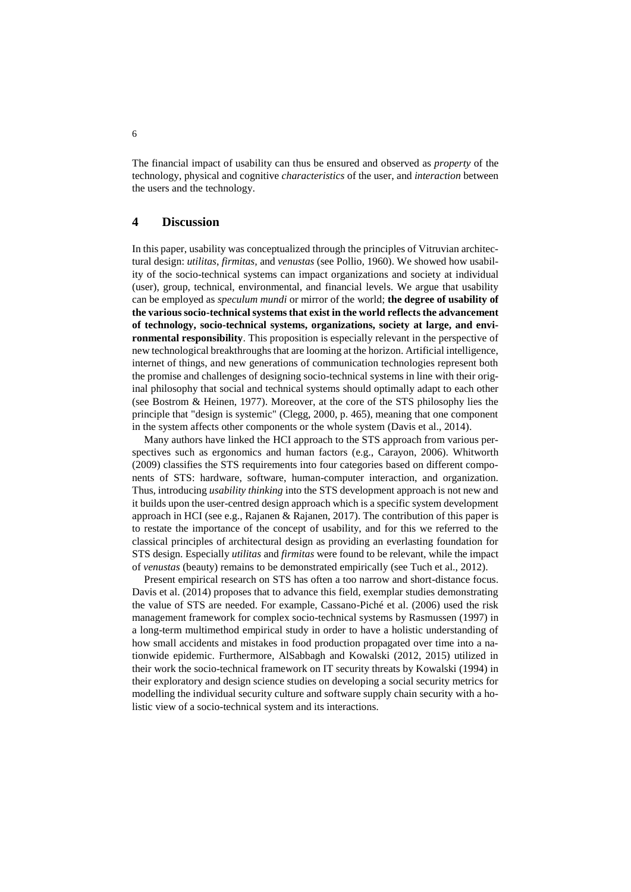The financial impact of usability can thus be ensured and observed as *property* of the technology, physical and cognitive *characteristics* of the user, and *interaction* between the users and the technology.

## 4 Discussion

In this paper, usability was conceptualized through the principles of Vitruvian architectural design: *utilitas*, *firmitas*, and *venustas* (see Pollio, 1960). We showed how usability of the socio-technical systems can impact organizations and society at individual (user), group, technical, environmental, and financial levels. We argue that usability can be employed as *speculum mundi* or mirror of the world; **the degree of usability of the various socio-technical systems that exist in the world reflects the advancement of technology, socio-technical systems, organizations, society at large, and environmental responsibility**. This proposition is especially relevant in the perspective of new technological breakthroughs that are looming at the horizon. Artificial intelligence, internet of things, and new generations of communication technologies represent both the promise and challenges of designing socio-technical systems in line with their original philosophy that social and technical systems should optimally adapt to each other (see Bostrom & Heinen, 1977). Moreover, at the core of the STS philosophy lies the principle that "design is systemic" (Clegg, 2000, p. 465), meaning that one component in the system affects other components or the whole system (Davis et al., 2014).

Many authors have linked the HCI approach to the STS approach from various perspectives such as ergonomics and human factors (e.g., Carayon, 2006). Whitworth (2009) classifies the STS requirements into four categories based on different components of STS: hardware, software, human-computer interaction, and organization. Thus, introducing *usability thinking* into the STS development approach is not new and it builds upon the user-centred design approach which is a specific system development approach in HCI (see e.g., Rajanen & Rajanen, 2017). The contribution of this paper is to restate the importance of the concept of usability, and for this we referred to the classical principles of architectural design as providing an everlasting foundation for STS design. Especially *utilitas* and *firmitas* were found to be relevant, while the impact of *venustas* (beauty) remains to be demonstrated empirically (see Tuch et al., 2012).

Present empirical research on STS has often a too narrow and short-distance focus. Davis et al. (2014) proposes that to advance this field, exemplar studies demonstrating the value of STS are needed. For example, Cassano-Piché et al. (2006) used the risk management framework for complex socio-technical systems by Rasmussen (1997) in a long-term multimethod empirical study in order to have a holistic understanding of how small accidents and mistakes in food production propagated over time into a nationwide epidemic. Furthermore, AlSabbagh and Kowalski (2012, 2015) utilized in their work the socio-technical framework on IT security threats by Kowalski (1994) in their exploratory and design science studies on developing a social security metrics for modelling the individual security culture and software supply chain security with a holistic view of a socio-technical system and its interactions.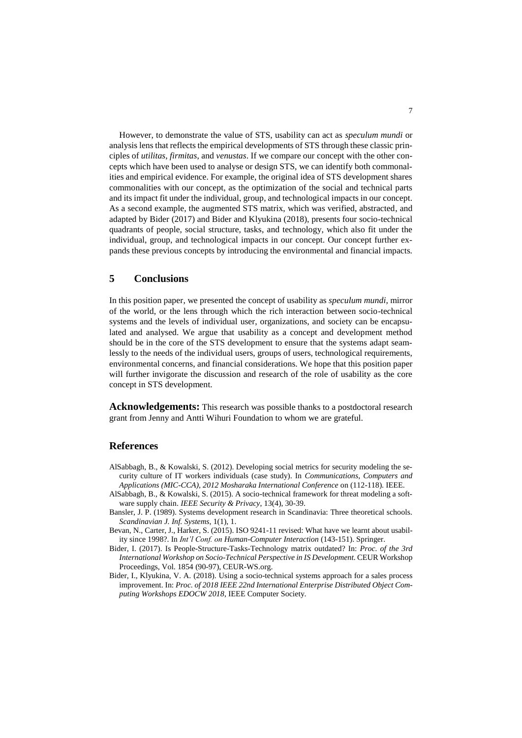However, to demonstrate the value of STS, usability can act as *speculum mundi* or analysis lens that reflects the empirical developments of STS through these classic principles of *utilitas*, *firmitas*, and *venustas*. If we compare our concept with the other concepts which have been used to analyse or design STS, we can identify both commonalities and empirical evidence. For example, the original idea of STS development shares commonalities with our concept, as the optimization of the social and technical parts and its impact fit under the individual, group, and technological impacts in our concept. As a second example, the augmented STS matrix, which was verified, abstracted, and adapted by Bider (2017) and Bider and Klyukina (2018), presents four socio-technical quadrants of people, social structure, tasks, and technology, which also fit under the individual, group, and technological impacts in our concept. Our concept further expands these previous concepts by introducing the environmental and financial impacts.

## 5 Conclusions

In this position paper, we presented the concept of usability as *speculum mundi*, mirror of the world, or the lens through which the rich interaction between socio-technical systems and the levels of individual user, organizations, and society can be encapsulated and analysed. We argue that usability as a concept and development method should be in the core of the STS development to ensure that the systems adapt seamlessly to the needs of the individual users, groups of users, technological requirements, environmental concerns, and financial considerations. We hope that this position paper will further invigorate the discussion and research of the role of usability as the core concept in STS development.

**Acknowledgements:** This research was possible thanks to a postdoctoral research grant from Jenny and Antti Wihuri Foundation to whom we are grateful.

## References

- AlSabbagh, B., & Kowalski, S. (2012). Developing social metrics for security modeling the security culture of IT workers individuals (case study). In *Communications, Computers and Applications (MIC-CCA), 2012 Mosharaka International Conference* on (112-118). IEEE.
- AlSabbagh, B., & Kowalski, S. (2015). A socio-technical framework for threat modeling a software supply chain. *IEEE Security & Privacy*, 13(4), 30-39.
- Bansler, J. P. (1989). Systems development research in Scandinavia: Three theoretical schools. *Scandinavian J. Inf. Systems*, 1(1), 1.
- Bevan, N., Carter, J., Harker, S. (2015). ISO 9241-11 revised: What have we learnt about usability since 1998?. In *Int'l Conf. on Human-Computer Interaction* (143-151). Springer.
- Bider, I. (2017). Is People-Structure-Tasks-Technology matrix outdated? In: *Proc. of the 3rd International Workshop on Socio-Technical Perspective in IS Development.* CEUR Workshop Proceedings, Vol. 1854 (90-97), CEUR-WS.org.
- Bider, I., Klyukina, V. A. (2018). Using a socio-technical systems approach for a sales process improvement. In: *Proc. of 2018 IEEE 22nd International Enterprise Distributed Object Computing Workshops EDOCW 2018*, IEEE Computer Society.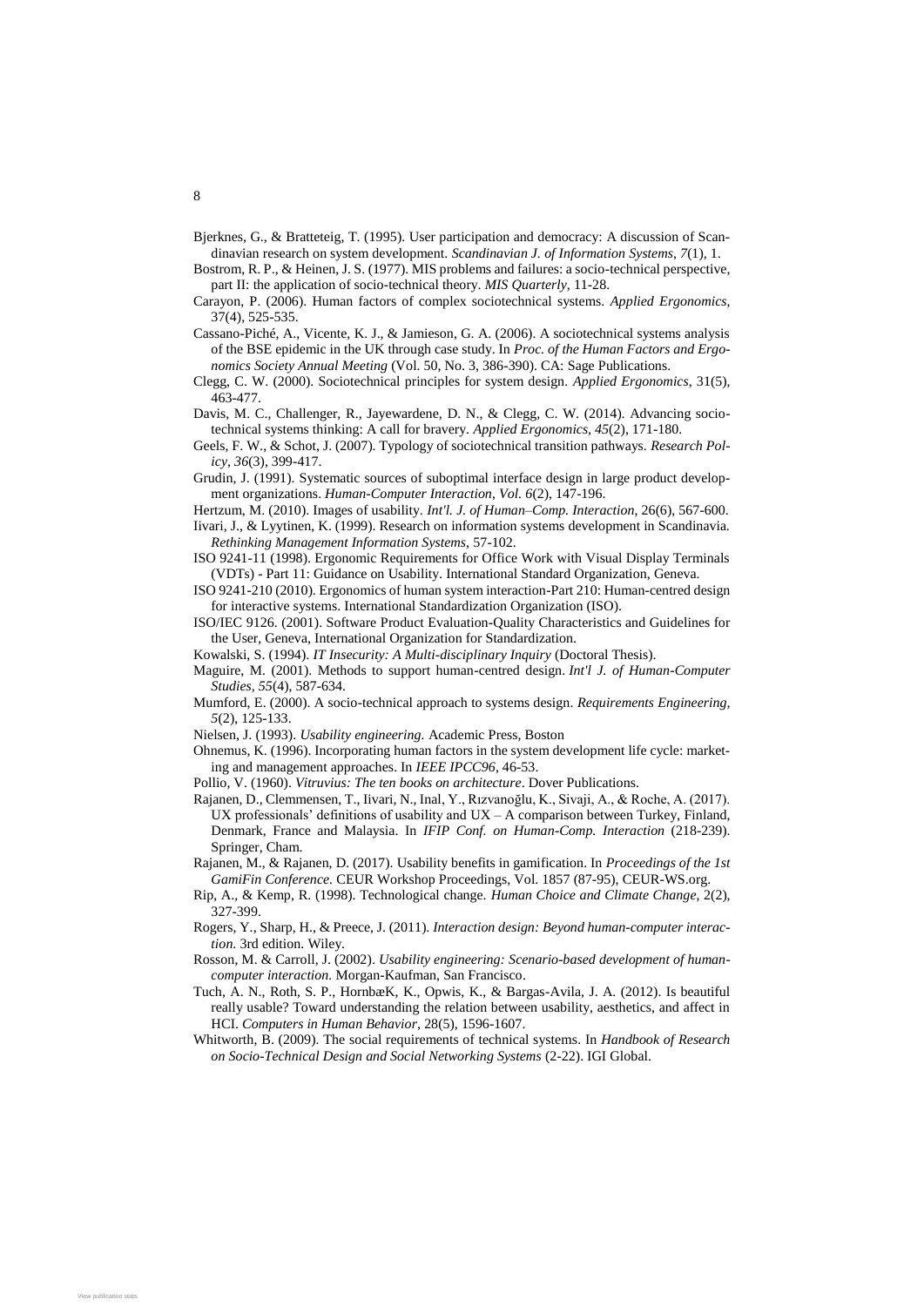Bjerknes, G., & Bratteteig, T. (1995). User participation and democracy: A discussion of Scandinavian research on system development. *Scandinavian J. of Information Systems*, *7*(1), 1.

Bostrom, R. P., & Heinen, J. S. (1977). MIS problems and failures: a socio-technical perspective, part II: the application of socio-technical theory. *MIS Quarterly*, 11-28.

Carayon, P. (2006). Human factors of complex sociotechnical systems. *Applied Ergonomics*, 37(4), 525-535.

Cassano-Piché, A., Vicente, K. J., & Jamieson, G. A. (2006). A sociotechnical systems analysis of the BSE epidemic in the UK through case study. In *Proc. of the Human Factors and Ergonomics Society Annual Meeting* (Vol. 50, No. 3, 386-390). CA: Sage Publications.

Clegg, C. W. (2000). Sociotechnical principles for system design. *Applied Ergonomics*, 31(5), 463-477.

Davis, M. C., Challenger, R., Jayewardene, D. N., & Clegg, C. W. (2014). Advancing socio-technical systems thinking: A call for bravery. *Applied Ergonomics*, *45*(2), 171-180.

Geels, F. W., & Schot, J. (2007). Typology of sociotechnical transition pathways. *Research Policy*, *36*(3), 399-417.

Grudin, J. (1991). Systematic sources of suboptimal interface design in large product development organizations. *Human-Computer Interaction, Vol. 6*(2), 147-196.

Hertzum, M. (2010). Images of usability. *Int'l. J. of Human–Comp. Interaction*, 26(6), 567-600.

Iivari, J., & Lyytinen, K. (1999). Research on information systems development in Scandinavia. *Rethinking Management Information Systems*, 57-102.

ISO 9241-11 (1998). Ergonomic Requirements for Office Work with Visual Display Terminals (VDTs) - Part 11: Guidance on Usability. International Standard Organization, Geneva.

ISO 9241-210 (2010). Ergonomics of human system interaction-Part 210: Human-centred design for interactive systems. International Standardization Organization (ISO).

ISO/IEC 9126. (2001). Software Product Evaluation-Quality Characteristics and Guidelines for the User, Geneva, International Organization for Standardization.

Kowalski, S. (1994). *IT Insecurity: A Multi-disciplinary Inquiry* (Doctoral Thesis).

Maguire, M. (2001). Methods to support human-centred design. *Int'l J. of Human-Computer Studies*, *55*(4), 587-634.

Mumford, E. (2000). A socio-technical approach to systems design. *Requirements Engineering*, *5*(2), 125-133.

Nielsen, J. (1993). *Usability engineering*. Academic Press, Boston

Ohnemus, K. (1996). Incorporating human factors in the system development life cycle: marketing and management approaches. In *IEEE IPCC96*, 46-53.

Pollio, V. (1960). *Vitruvius: The ten books on architecture*. Dover Publications.

Rajanen, D., Clemmensen, T., Iivari, N., Inal, Y., Rızvanoğlu, K., Sivaji, A., & Roche, A. (2017). UX professionals' definitions of usability and UX – A comparison between Turkey, Finland, Denmark, France and Malaysia. In *IFIP Conf. on Human-Comp. Interaction* (218-239). Springer, Cham.

Rajanen, M., & Rajanen, D. (2017). Usability benefits in gamification. In *Proceedings of the 1st GamiFin Conference*. CEUR Workshop Proceedings, Vol. 1857 (87-95), CEUR-WS.org.

Rip, A., & Kemp, R. (1998). Technological change. *Human Choice and Climate Change*, 2(2), 327-399.

Rogers, Y., Sharp, H., & Preece, J. (2011). *Interaction design: Beyond human-computer interaction*. 3rd edition. Wiley.

Rosson, M. & Carroll, J. (2002). *Usability engineering: Scenario-based development of human-computer interaction*. Morgan-Kaufman, San Francisco.

Tuch, A. N., Roth, S. P., HornbæK, K., Opwis, K., & Bargas-Avila, J. A. (2012). Is beautiful really usable? Toward understanding the relation between usability, aesthetics, and affect in HCI. *Computers in Human Behavior*, 28(5), 1596-1607.

Whitworth, B. (2009). The social requirements of technical systems. In *Handbook of Research on Socio-Technical Design and Social Networking Systems* (2-22). IGI Global.